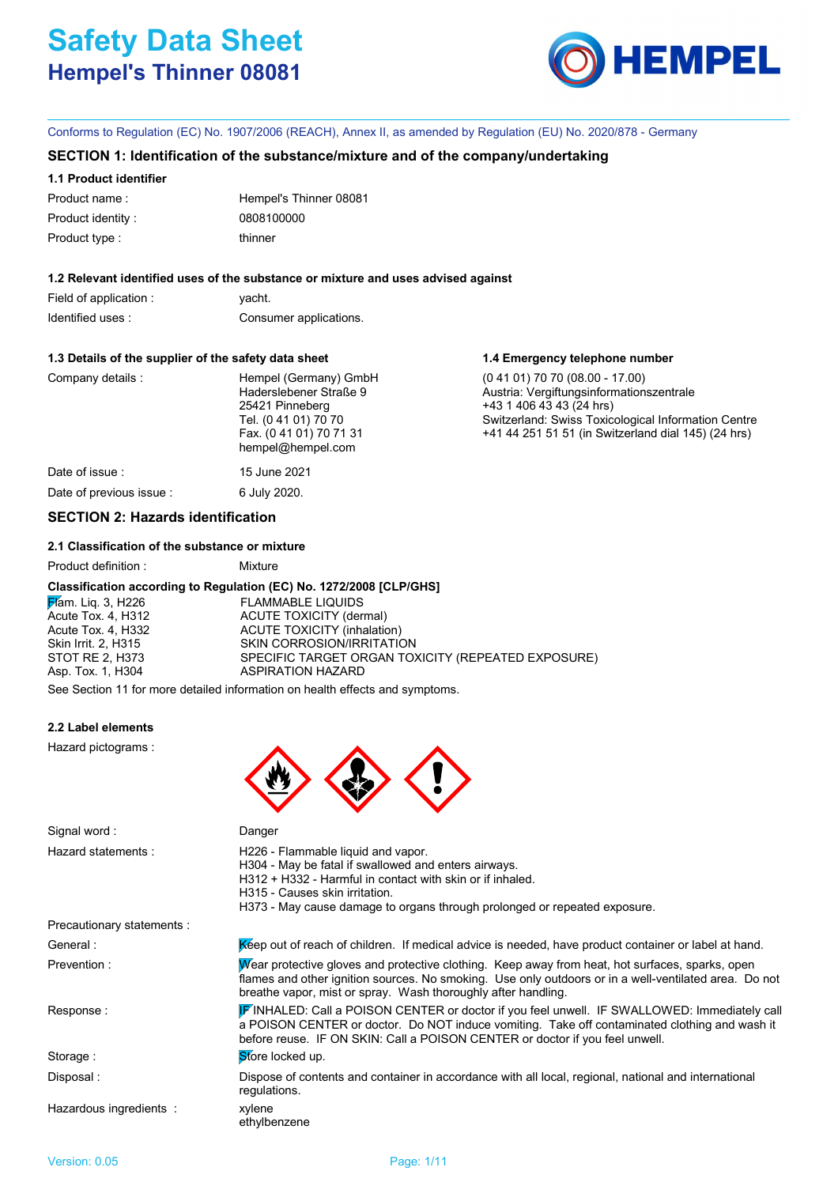# Safety Data Sheet

## Hempel's Thinner 08081

Conforms to Regulation (EC) No. 1907/2006 (REACH), Annex II, as amended by Regulation (EU) No. 2020/878 - Germany

### SECTION 1: Identification of the substance/mixture and of the company/undertaking

**1.1 Product identifier**

| | |
|---|---|
| Product name : | Hempel's Thinner 08081 |
| Product identity : | 0808100000 |
| Product type : | thinner |

**1.2 Relevant identified uses of the substance or mixture and uses advised against**

| | |
|---|---|
| Field of application : | yacht. |
| Identified uses : | Consumer applications. |

**1.3 Details of the supplier of the safety data sheet**

Company details :
Hempel (Germany) GmbH
Haderslebener Straße 9
25421 Pinneberg
Tel. (0 41 01) 70 70
Fax. (0 41 01) 70 71 31
hempel@hempel.com

**1.4 Emergency telephone number**

(0 41 01) 70 70 (08.00 - 17.00)
Austria: Vergiftungsinformationszentrale
+43 1 406 43 43 (24 hrs)
Switzerland: Swiss Toxicological Information Centre
+41 44 251 51 51 (in Switzerland dial 145) (24 hrs)

| | |
|---|---|
| Date of issue : | 15 June 2021 |
| Date of previous issue : | 6 July 2020. |

### SECTION 2: Hazards identification

**2.1 Classification of the substance or mixture**

Product definition : Mixture

**Classification according to Regulation (EC) No. 1272/2008 [CLP/GHS]**

| | |
|---|---|
| Flam. Liq. 3, H226 | FLAMMABLE LIQUIDS |
| Acute Tox. 4, H312 | ACUTE TOXICITY (dermal) |
| Acute Tox. 4, H332 | ACUTE TOXICITY (inhalation) |
| Skin Irrit. 2, H315 | SKIN CORROSION/IRRITATION |
| STOT RE 2, H373 | SPECIFIC TARGET ORGAN TOXICITY (REPEATED EXPOSURE) |
| Asp. Tox. 1, H304 | ASPIRATION HAZARD |

See Section 11 for more detailed information on health effects and symptoms.

**2.2 Label elements**

Hazard pictograms :

Signal word : Danger

Hazard statements :
H226 - Flammable liquid and vapor.
H304 - May be fatal if swallowed and enters airways.
H312 + H332 - Harmful in contact with skin or if inhaled.
H315 - Causes skin irritation.
H373 - May cause damage to organs through prolonged or repeated exposure.

Precautionary statements :

| | |
|---|---|
| General : | Keep out of reach of children. If medical advice is needed, have product container or label at hand. |
| Prevention : | Wear protective gloves and protective clothing. Keep away from heat, hot surfaces, sparks, open flames and other ignition sources. No smoking. Use only outdoors or in a well-ventilated area. Do not breathe vapor, mist or spray. Wash thoroughly after handling. |
| Response : | IF INHALED: Call a POISON CENTER or doctor if you feel unwell. IF SWALLOWED: Immediately call a POISON CENTER or doctor. Do NOT induce vomiting. Take off contaminated clothing and wash it before reuse. IF ON SKIN: Call a POISON CENTER or doctor if you feel unwell. |
| Storage : | Store locked up. |
| Disposal : | Dispose of contents and container in accordance with all local, regional, national and international regulations. |
| Hazardous ingredients : | xylene<br>ethylbenzene |

Version: 0.05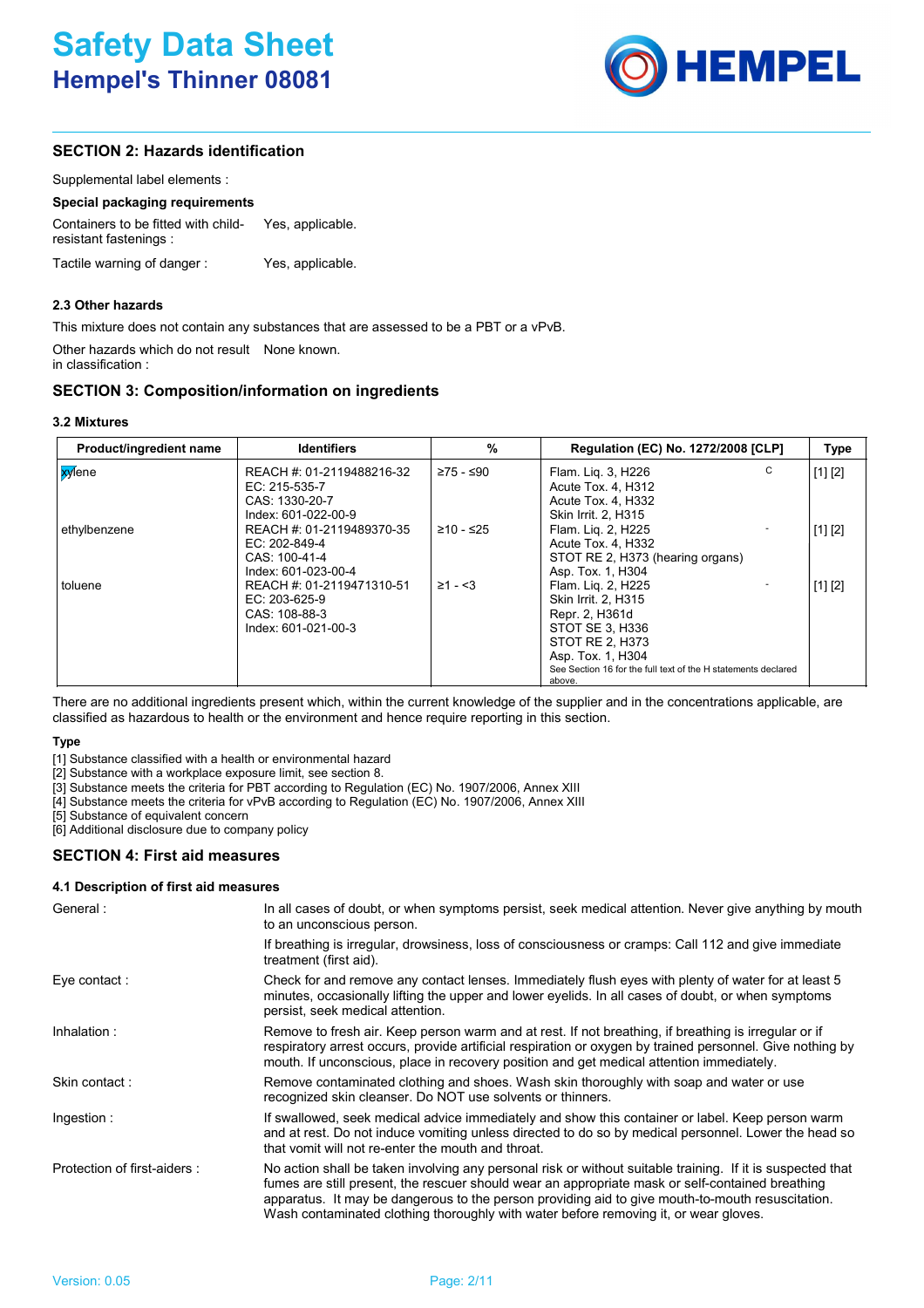## SECTION 2: Hazards identification

Supplemental label elements :

**Special packaging requirements**

Containers to be fitted with child-resistant fastenings : Yes, applicable.

Tactile warning of danger : Yes, applicable.

### 2.3 Other hazards

This mixture does not contain any substances that are assessed to be a PBT or a vPvB.

Other hazards which do not result in classification : None known.

## SECTION 3: Composition/information on ingredients

### 3.2 Mixtures

| Product/ingredient name | Identifiers | % | Regulation (EC) No. 1272/2008 [CLP] | | Type |
|---|---|---|---|---|---|
| xylene | REACH #: 01-2119488216-32<br>EC: 215-535-7<br>CAS: 1330-20-7<br>Index: 601-022-00-9 | ≥75 - ≤90 | Flam. Liq. 3, H226<br>Acute Tox. 4, H312<br>Acute Tox. 4, H332<br>Skin Irrit. 2, H315 | C | [1] [2] |
| ethylbenzene | REACH #: 01-2119489370-35<br>EC: 202-849-4<br>CAS: 100-41-4<br>Index: 601-023-00-4 | ≥10 - ≤25 | Flam. Liq. 2, H225<br>Acute Tox. 4, H332<br>STOT RE 2, H373 (hearing organs)<br>Asp. Tox. 1, H304 | - | [1] [2] |
| toluene | REACH #: 01-2119471310-51<br>EC: 203-625-9<br>CAS: 108-88-3<br>Index: 601-021-00-3 | ≥1 - <3 | Flam. Liq. 2, H225<br>Skin Irrit. 2, H315<br>Repr. 2, H361d<br>STOT SE 3, H336<br>STOT RE 2, H373<br>Asp. Tox. 1, H304<br>See Section 16 for the full text of the H statements declared above. | - | [1] [2] |

There are no additional ingredients present which, within the current knowledge of the supplier and in the concentrations applicable, are classified as hazardous to health or the environment and hence require reporting in this section.

**Type**

[1] Substance classified with a health or environmental hazard
[2] Substance with a workplace exposure limit, see section 8.
[3] Substance meets the criteria for PBT according to Regulation (EC) No. 1907/2006, Annex XIII
[4] Substance meets the criteria for vPvB according to Regulation (EC) No. 1907/2006, Annex XIII
[5] Substance of equivalent concern
[6] Additional disclosure due to company policy

## SECTION 4: First aid measures

### 4.1 Description of first aid measures

General : In all cases of doubt, or when symptoms persist, seek medical attention. Never give anything by mouth to an unconscious person.

If breathing is irregular, drowsiness, loss of consciousness or cramps: Call 112 and give immediate treatment (first aid).

Eye contact : Check for and remove any contact lenses. Immediately flush eyes with plenty of water for at least 5 minutes, occasionally lifting the upper and lower eyelids. In all cases of doubt, or when symptoms persist, seek medical attention.

Inhalation : Remove to fresh air. Keep person warm and at rest. If not breathing, if breathing is irregular or if respiratory arrest occurs, provide artificial respiration or oxygen by trained personnel. Give nothing by mouth. If unconscious, place in recovery position and get medical attention immediately.

Skin contact : Remove contaminated clothing and shoes. Wash skin thoroughly with soap and water or use recognized skin cleanser. Do NOT use solvents or thinners.

Ingestion : If swallowed, seek medical advice immediately and show this container or label. Keep person warm and at rest. Do not induce vomiting unless directed to do so by medical personnel. Lower the head so that vomit will not re-enter the mouth and throat.

Protection of first-aiders : No action shall be taken involving any personal risk or without suitable training. If it is suspected that fumes are still present, the rescuer should wear an appropriate mask or self-contained breathing apparatus. It may be dangerous to the person providing aid to give mouth-to-mouth resuscitation. Wash contaminated clothing thoroughly with water before removing it, or wear gloves.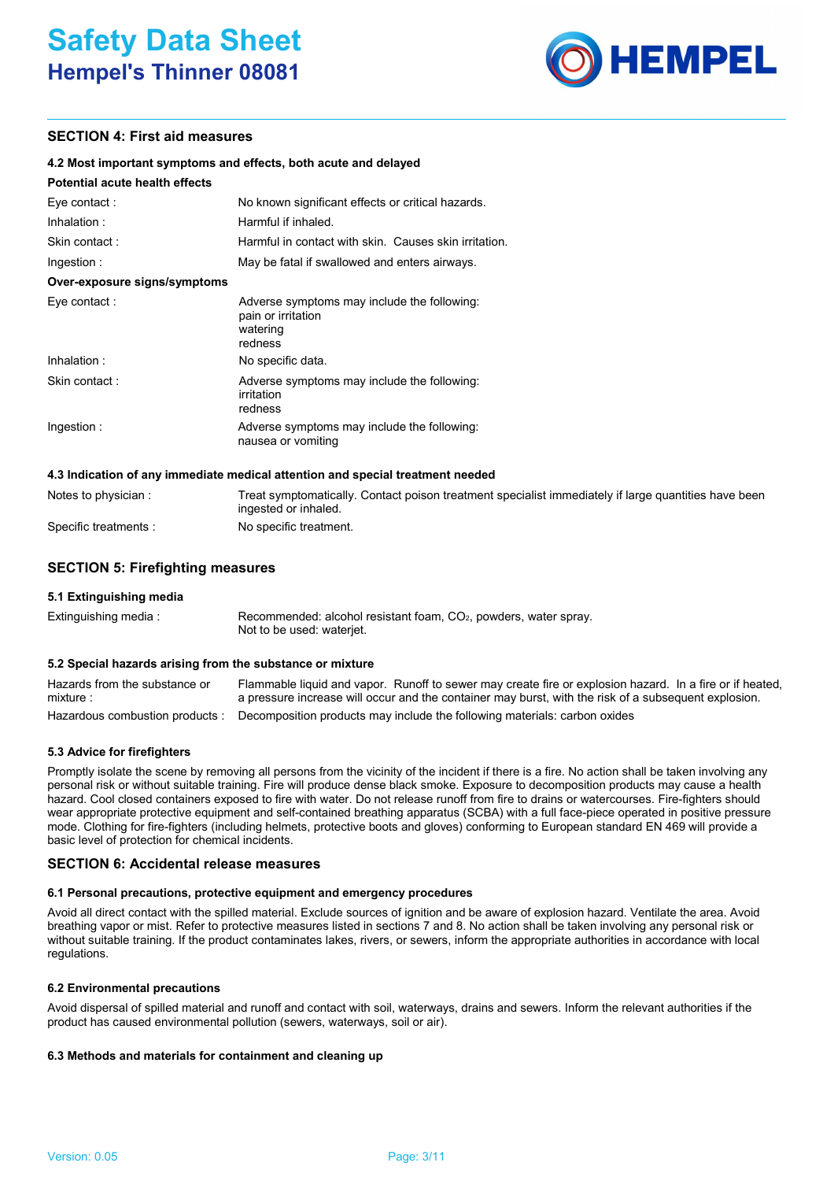## SECTION 4: First aid measures

### 4.2 Most important symptoms and effects, both acute and delayed

**Potential acute health effects**

| | |
|---|---|
| Eye contact : | No known significant effects or critical hazards. |
| Inhalation : | Harmful if inhaled. |
| Skin contact : | Harmful in contact with skin. Causes skin irritation. |
| Ingestion : | May be fatal if swallowed and enters airways. |

**Over-exposure signs/symptoms**

| | |
|---|---|
| Eye contact : | Adverse symptoms may include the following:<br>pain or irritation<br>watering<br>redness |
| Inhalation : | No specific data. |
| Skin contact : | Adverse symptoms may include the following:<br>irritation<br>redness |
| Ingestion : | Adverse symptoms may include the following:<br>nausea or vomiting |

### 4.3 Indication of any immediate medical attention and special treatment needed

| | |
|---|---|
| Notes to physician : | Treat symptomatically. Contact poison treatment specialist immediately if large quantities have been ingested or inhaled. |
| Specific treatments : | No specific treatment. |

## SECTION 5: Firefighting measures

### 5.1 Extinguishing media

| | |
|---|---|
| Extinguishing media : | Recommended: alcohol resistant foam, $CO_2$, powders, water spray.<br>Not to be used: waterjet. |

### 5.2 Special hazards arising from the substance or mixture

| | |
|---|---|
| Hazards from the substance or mixture : | Flammable liquid and vapor. Runoff to sewer may create fire or explosion hazard. In a fire or if heated, a pressure increase will occur and the container may burst, with the risk of a subsequent explosion. |
| Hazardous combustion products : | Decomposition products may include the following materials: carbon oxides |

### 5.3 Advice for firefighters

Promptly isolate the scene by removing all persons from the vicinity of the incident if there is a fire. No action shall be taken involving any personal risk or without suitable training. Fire will produce dense black smoke. Exposure to decomposition products may cause a health hazard. Cool closed containers exposed to fire with water. Do not release runoff from fire to drains or watercourses. Fire-fighters should wear appropriate protective equipment and self-contained breathing apparatus (SCBA) with a full face-piece operated in positive pressure mode. Clothing for fire-fighters (including helmets, protective boots and gloves) conforming to European standard EN 469 will provide a basic level of protection for chemical incidents.

## SECTION 6: Accidental release measures

### 6.1 Personal precautions, protective equipment and emergency procedures

Avoid all direct contact with the spilled material. Exclude sources of ignition and be aware of explosion hazard. Ventilate the area. Avoid breathing vapor or mist. Refer to protective measures listed in sections 7 and 8. No action shall be taken involving any personal risk or without suitable training. If the product contaminates lakes, rivers, or sewers, inform the appropriate authorities in accordance with local regulations.

### 6.2 Environmental precautions

Avoid dispersal of spilled material and runoff and contact with soil, waterways, drains and sewers. Inform the relevant authorities if the product has caused environmental pollution (sewers, waterways, soil or air).

### 6.3 Methods and materials for containment and cleaning up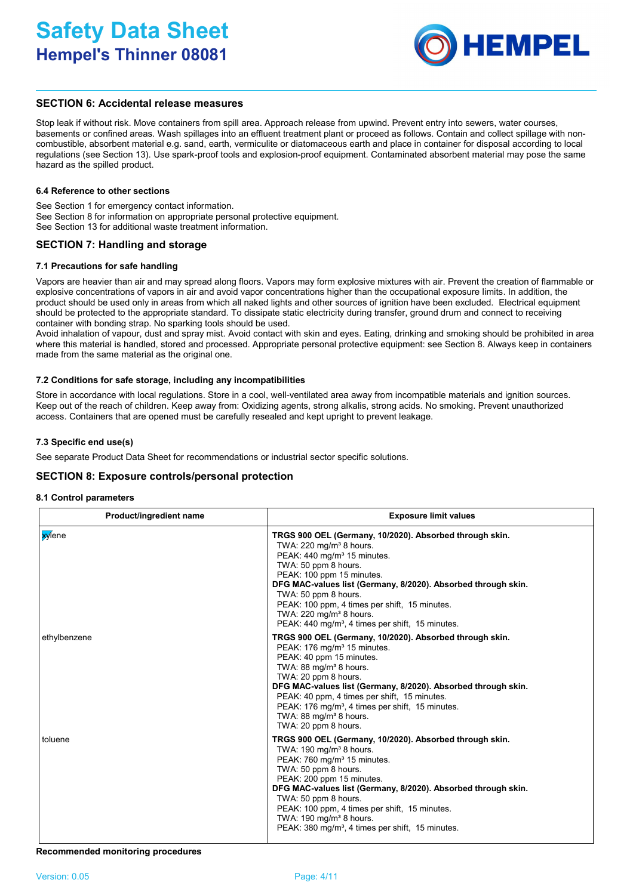## SECTION 6: Accidental release measures

Stop leak if without risk. Move containers from spill area. Approach release from upwind. Prevent entry into sewers, water courses, basements or confined areas. Wash spillages into an effluent treatment plant or proceed as follows. Contain and collect spillage with non-combustible, absorbent material e.g. sand, earth, vermiculite or diatomaceous earth and place in container for disposal according to local regulations (see Section 13). Use spark-proof tools and explosion-proof equipment. Contaminated absorbent material may pose the same hazard as the spilled product.

#### 6.4 Reference to other sections

See Section 1 for emergency contact information.
See Section 8 for information on appropriate personal protective equipment.
See Section 13 for additional waste treatment information.

## SECTION 7: Handling and storage

#### 7.1 Precautions for safe handling

Vapors are heavier than air and may spread along floors. Vapors may form explosive mixtures with air. Prevent the creation of flammable or explosive concentrations of vapors in air and avoid vapor concentrations higher than the occupational exposure limits. In addition, the product should be used only in areas from which all naked lights and other sources of ignition have been excluded. Electrical equipment should be protected to the appropriate standard. To dissipate static electricity during transfer, ground drum and connect to receiving container with bonding strap. No sparking tools should be used.
Avoid inhalation of vapour, dust and spray mist. Avoid contact with skin and eyes. Eating, drinking and smoking should be prohibited in area where this material is handled, stored and processed. Appropriate personal protective equipment: see Section 8. Always keep in containers made from the same material as the original one.

#### 7.2 Conditions for safe storage, including any incompatibilities

Store in accordance with local regulations. Store in a cool, well-ventilated area away from incompatible materials and ignition sources. Keep out of the reach of children. Keep away from: Oxidizing agents, strong alkalis, strong acids. No smoking. Prevent unauthorized access. Containers that are opened must be carefully resealed and kept upright to prevent leakage.

#### 7.3 Specific end use(s)

See separate Product Data Sheet for recommendations or industrial sector specific solutions.

## SECTION 8: Exposure controls/personal protection

#### 8.1 Control parameters

| Product/ingredient name | Exposure limit values |
|---|---|
| xylene | **TRGS 900 OEL (Germany, 10/2020). Absorbed through skin.**<br>TWA: 220 mg/m³ 8 hours.<br>PEAK: 440 mg/m³ 15 minutes.<br>TWA: 50 ppm 8 hours.<br>PEAK: 100 ppm 15 minutes.<br>**DFG MAC-values list (Germany, 8/2020). Absorbed through skin.**<br>TWA: 50 ppm 8 hours.<br>PEAK: 100 ppm, 4 times per shift, 15 minutes.<br>TWA: 220 mg/m³ 8 hours.<br>PEAK: 440 mg/m³, 4 times per shift, 15 minutes. |
| ethylbenzene | **TRGS 900 OEL (Germany, 10/2020). Absorbed through skin.**<br>PEAK: 176 mg/m³ 15 minutes.<br>PEAK: 40 ppm 15 minutes.<br>TWA: 88 mg/m³ 8 hours.<br>TWA: 20 ppm 8 hours.<br>**DFG MAC-values list (Germany, 8/2020). Absorbed through skin.**<br>PEAK: 40 ppm, 4 times per shift, 15 minutes.<br>PEAK: 176 mg/m³, 4 times per shift, 15 minutes.<br>TWA: 88 mg/m³ 8 hours.<br>TWA: 20 ppm 8 hours. |
| toluene | **TRGS 900 OEL (Germany, 10/2020). Absorbed through skin.**<br>TWA: 190 mg/m³ 8 hours.<br>PEAK: 760 mg/m³ 15 minutes.<br>TWA: 50 ppm 8 hours.<br>PEAK: 200 ppm 15 minutes.<br>**DFG MAC-values list (Germany, 8/2020). Absorbed through skin.**<br>TWA: 50 ppm 8 hours.<br>PEAK: 100 ppm, 4 times per shift, 15 minutes.<br>TWA: 190 mg/m³ 8 hours.<br>PEAK: 380 mg/m³, 4 times per shift, 15 minutes. |

**Recommended monitoring procedures**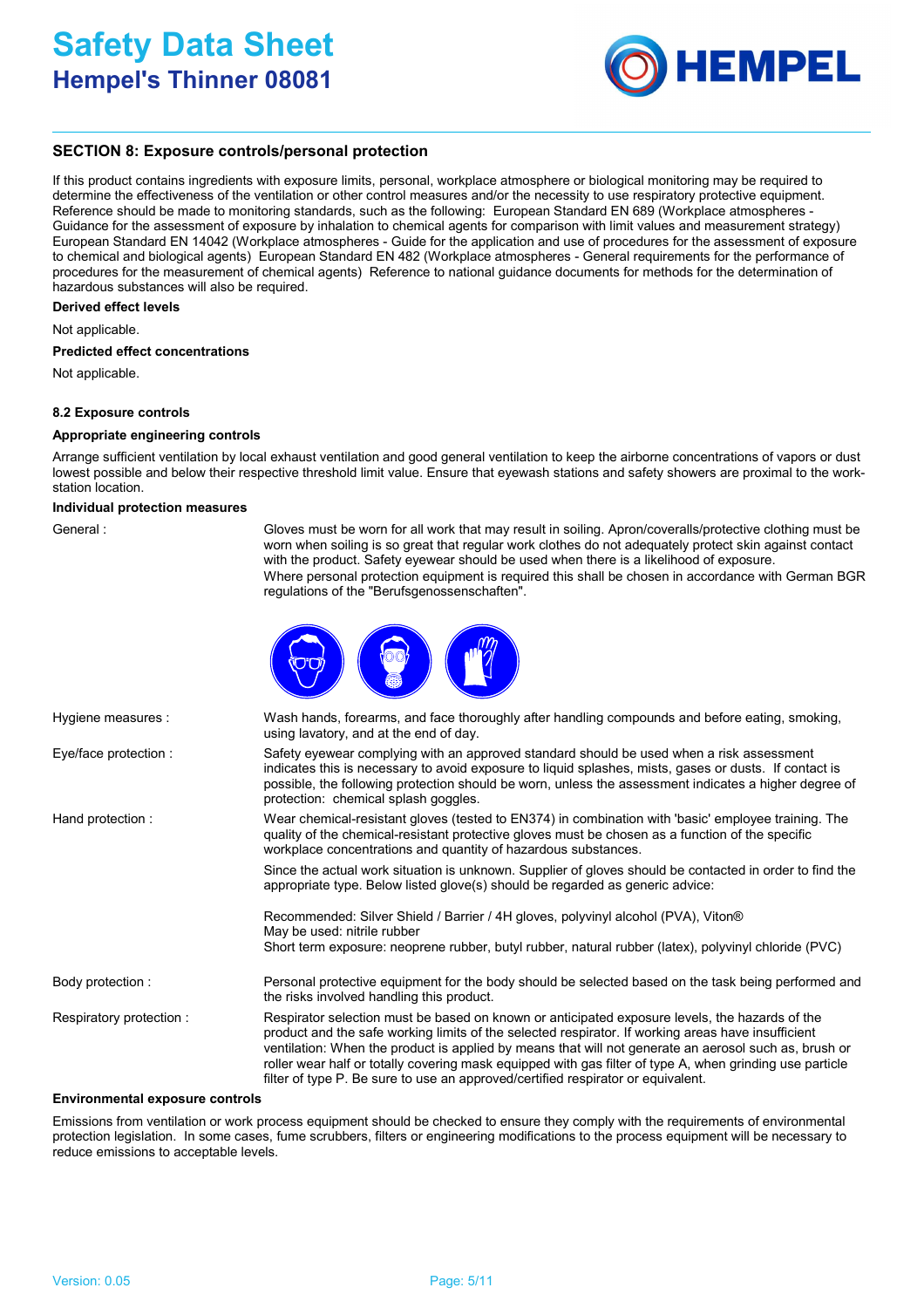## SECTION 8: Exposure controls/personal protection

If this product contains ingredients with exposure limits, personal, workplace atmosphere or biological monitoring may be required to determine the effectiveness of the ventilation or other control measures and/or the necessity to use respiratory protective equipment. Reference should be made to monitoring standards, such as the following: European Standard EN 689 (Workplace atmospheres - Guidance for the assessment of exposure by inhalation to chemical agents for comparison with limit values and measurement strategy) European Standard EN 14042 (Workplace atmospheres - Guide for the application and use of procedures for the assessment of exposure to chemical and biological agents) European Standard EN 482 (Workplace atmospheres - General requirements for the performance of procedures for the measurement of chemical agents) Reference to national guidance documents for methods for the determination of hazardous substances will also be required.

**Derived effect levels**

Not applicable.

**Predicted effect concentrations**

Not applicable.

### 8.2 Exposure controls

**Appropriate engineering controls**

Arrange sufficient ventilation by local exhaust ventilation and good general ventilation to keep the airborne concentrations of vapors or dust lowest possible and below their respective threshold limit value. Ensure that eyewash stations and safety showers are proximal to the work-station location.

**Individual protection measures**

General : Gloves must be worn for all work that may result in soiling. Apron/coveralls/protective clothing must be worn when soiling is so great that regular work clothes do not adequately protect skin against contact with the product. Safety eyewear should be used when there is a likelihood of exposure.
Where personal protection equipment is required this shall be chosen in accordance with German BGR regulations of the "Berufsgenossenschaften".

Hygiene measures : Wash hands, forearms, and face thoroughly after handling compounds and before eating, smoking, using lavatory, and at the end of day.

Eye/face protection : Safety eyewear complying with an approved standard should be used when a risk assessment indicates this is necessary to avoid exposure to liquid splashes, mists, gases or dusts. If contact is possible, the following protection should be worn, unless the assessment indicates a higher degree of protection: chemical splash goggles.

Hand protection : Wear chemical-resistant gloves (tested to EN374) in combination with 'basic' employee training. The quality of the chemical-resistant protective gloves must be chosen as a function of the specific workplace concentrations and quantity of hazardous substances.

Since the actual work situation is unknown. Supplier of gloves should be contacted in order to find the appropriate type. Below listed glove(s) should be regarded as generic advice:

Recommended: Silver Shield / Barrier / 4H gloves, polyvinyl alcohol (PVA), Viton®
May be used: nitrile rubber
Short term exposure: neoprene rubber, butyl rubber, natural rubber (latex), polyvinyl chloride (PVC)

Body protection : Personal protective equipment for the body should be selected based on the task being performed and the risks involved handling this product.

Respiratory protection : Respirator selection must be based on known or anticipated exposure levels, the hazards of the product and the safe working limits of the selected respirator. If working areas have insufficient ventilation: When the product is applied by means that will not generate an aerosol such as, brush or roller wear half or totally covering mask equipped with gas filter of type A, when grinding use particle filter of type P. Be sure to use an approved/certified respirator or equivalent.

**Environmental exposure controls**

Emissions from ventilation or work process equipment should be checked to ensure they comply with the requirements of environmental protection legislation. In some cases, fume scrubbers, filters or engineering modifications to the process equipment will be necessary to reduce emissions to acceptable levels.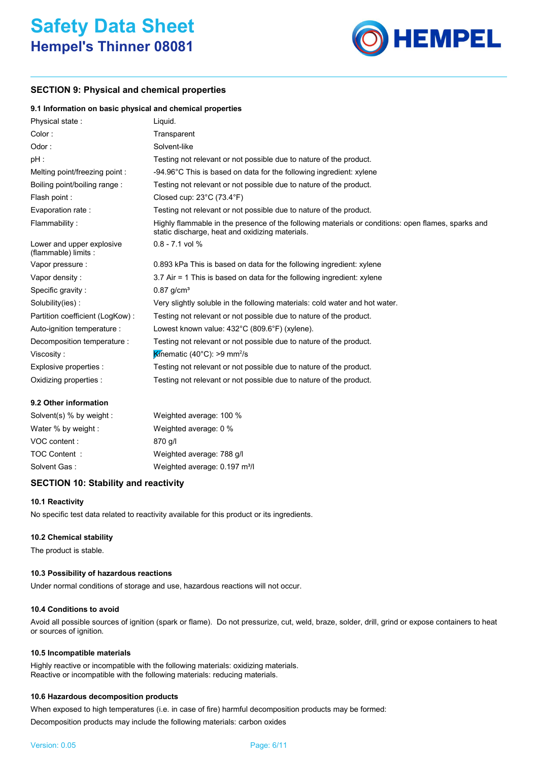## SECTION 9: Physical and chemical properties

### 9.1 Information on basic physical and chemical properties

| | |
|---|---|
| Physical state : | Liquid. |
| Color : | Transparent |
| Odor : | Solvent-like |
| pH : | Testing not relevant or not possible due to nature of the product. |
| Melting point/freezing point : | -94.96°C This is based on data for the following ingredient: xylene |
| Boiling point/boiling range : | Testing not relevant or not possible due to nature of the product. |
| Flash point : | Closed cup: 23°C (73.4°F) |
| Evaporation rate : | Testing not relevant or not possible due to nature of the product. |
| Flammability : | Highly flammable in the presence of the following materials or conditions: open flames, sparks and static discharge, heat and oxidizing materials. |
| Lower and upper explosive (flammable) limits : | 0.8 - 7.1 vol % |
| Vapor pressure : | 0.893 kPa This is based on data for the following ingredient: xylene |
| Vapor density : | 3.7 Air = 1 This is based on data for the following ingredient: xylene |
| Specific gravity : | 0.87 g/cm³ |
| Solubility(ies) : | Very slightly soluble in the following materials: cold water and hot water. |
| Partition coefficient (LogKow) : | Testing not relevant or not possible due to nature of the product. |
| Auto-ignition temperature : | Lowest known value: 432°C (809.6°F) (xylene). |
| Decomposition temperature : | Testing not relevant or not possible due to nature of the product. |
| Viscosity : | Kinematic (40°C): >9 mm²/s |
| Explosive properties : | Testing not relevant or not possible due to nature of the product. |
| Oxidizing properties : | Testing not relevant or not possible due to nature of the product. |

### 9.2 Other information

| | |
|---|---|
| Solvent(s) % by weight : | Weighted average: 100 % |
| Water % by weight : | Weighted average: 0 % |
| VOC content : | 870 g/l |
| TOC Content : | Weighted average: 788 g/l |
| Solvent Gas : | Weighted average: 0.197 m³/l |

## SECTION 10: Stability and reactivity

### 10.1 Reactivity

No specific test data related to reactivity available for this product or its ingredients.

### 10.2 Chemical stability

The product is stable.

### 10.3 Possibility of hazardous reactions

Under normal conditions of storage and use, hazardous reactions will not occur.

### 10.4 Conditions to avoid

Avoid all possible sources of ignition (spark or flame). Do not pressurize, cut, weld, braze, solder, drill, grind or expose containers to heat or sources of ignition.

### 10.5 Incompatible materials

Highly reactive or incompatible with the following materials: oxidizing materials.
Reactive or incompatible with the following materials: reducing materials.

### 10.6 Hazardous decomposition products

When exposed to high temperatures (i.e. in case of fire) harmful decomposition products may be formed:

Decomposition products may include the following materials: carbon oxides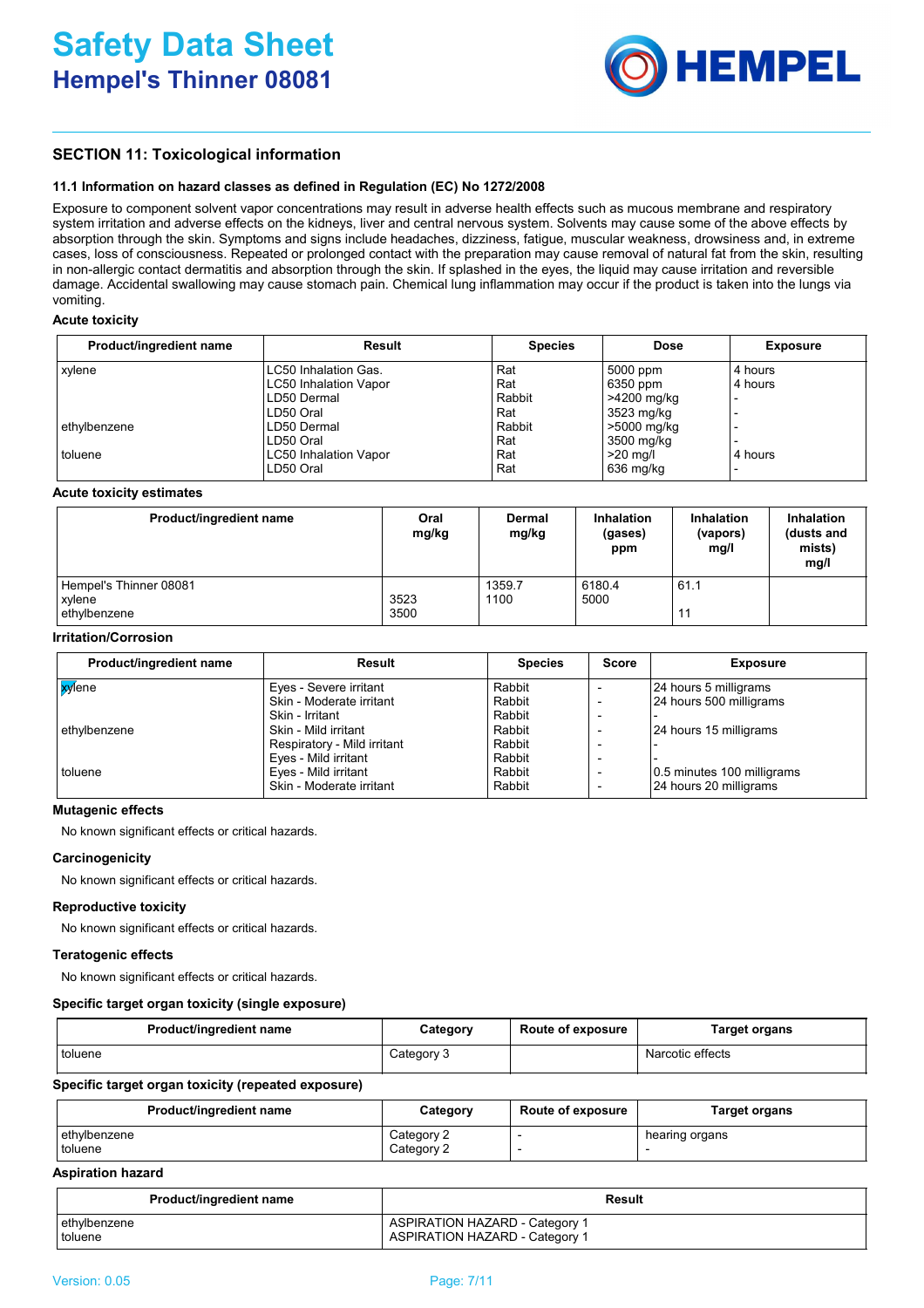## SECTION 11: Toxicological information

### 11.1 Information on hazard classes as defined in Regulation (EC) No 1272/2008

Exposure to component solvent vapor concentrations may result in adverse health effects such as mucous membrane and respiratory system irritation and adverse effects on the kidneys, liver and central nervous system. Solvents may cause some of the above effects by absorption through the skin. Symptoms and signs include headaches, dizziness, fatigue, muscular weakness, drowsiness and, in extreme cases, loss of consciousness. Repeated or prolonged contact with the preparation may cause removal of natural fat from the skin, resulting in non-allergic contact dermatitis and absorption through the skin. If splashed in the eyes, the liquid may cause irritation and reversible damage. Accidental swallowing may cause stomach pain. Chemical lung inflammation may occur if the product is taken into the lungs via vomiting.

**Acute toxicity**

| Product/ingredient name | Result | Species | Dose | Exposure |
|---|---|---|---|---|
| xylene | LC50 Inhalation Gas. | Rat | 5000 ppm | 4 hours |
| | LC50 Inhalation Vapor | Rat | 6350 ppm | 4 hours |
| | LD50 Dermal | Rabbit | >4200 mg/kg | - |
| | LD50 Oral | Rat | 3523 mg/kg | - |
| ethylbenzene | LD50 Dermal | Rabbit | >5000 mg/kg | - |
| | LD50 Oral | Rat | 3500 mg/kg | - |
| toluene | LC50 Inhalation Vapor | Rat | >20 mg/l | 4 hours |
| | LD50 Oral | Rat | 636 mg/kg | - |

**Acute toxicity estimates**

| Product/ingredient name | Oral mg/kg | Dermal mg/kg | Inhalation (gases) ppm | Inhalation (vapors) mg/l | Inhalation (dusts and mists) mg/l |
|---|---|---|---|---|---|
| Hempel's Thinner 08081 | | 1359.7 | 6180.4 | 61.1 | |
| xylene | 3523 | 1100 | 5000 | | |
| ethylbenzene | 3500 | | | 11 | |

**Irritation/Corrosion**

| Product/ingredient name | Result | Species | Score | Exposure |
|---|---|---|---|---|
| xylene | Eyes - Severe irritant | Rabbit | - | 24 hours 5 milligrams |
| | Skin - Moderate irritant | Rabbit | - | 24 hours 500 milligrams |
| | Skin - Irritant | Rabbit | - | - |
| ethylbenzene | Skin - Mild irritant | Rabbit | - | 24 hours 15 milligrams |
| | Respiratory - Mild irritant | Rabbit | - | - |
| | Eyes - Mild irritant | Rabbit | - | - |
| toluene | Eyes - Mild irritant | Rabbit | - | 0.5 minutes 100 milligrams |
| | Skin - Moderate irritant | Rabbit | - | 24 hours 20 milligrams |

**Mutagenic effects**

No known significant effects or critical hazards.

**Carcinogenicity**

No known significant effects or critical hazards.

**Reproductive toxicity**

No known significant effects or critical hazards.

**Teratogenic effects**

No known significant effects or critical hazards.

**Specific target organ toxicity (single exposure)**

| Product/ingredient name | Category | Route of exposure | Target organs |
|---|---|---|---|
| toluene | Category 3 | | Narcotic effects |

**Specific target organ toxicity (repeated exposure)**

| Product/ingredient name | Category | Route of exposure | Target organs |
|---|---|---|---|
| ethylbenzene | Category 2 | - | hearing organs |
| toluene | Category 2 | - | - |

**Aspiration hazard**

| Product/ingredient name | Result |
|---|---|
| ethylbenzene | ASPIRATION HAZARD - Category 1 |
| toluene | ASPIRATION HAZARD - Category 1 |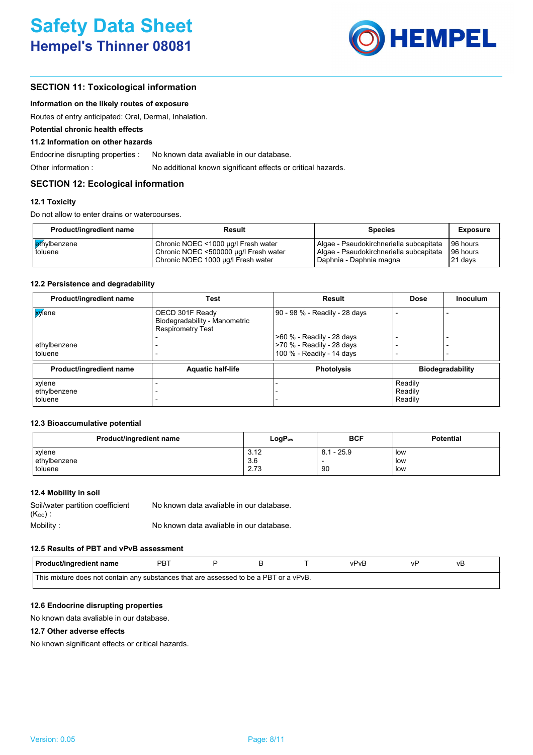# Safety Data Sheet
## Hempel's Thinner 08081

## SECTION 11: Toxicological information

**Information on the likely routes of exposure**

Routes of entry anticipated: Oral, Dermal, Inhalation.

**Potential chronic health effects**

**11.2 Information on other hazards**

Endocrine disrupting properties : No known data avaliable in our database.

Other information : No additional known significant effects or critical hazards.

## SECTION 12: Ecological information

### 12.1 Toxicity

Do not allow to enter drains or watercourses.

| Product/ingredient name | Result | Species | Exposure |
|---|---|---|---|
| ethylbenzene | Chronic NOEC <1000 µg/l Fresh water | Algae - Pseudokirchneriella subcapitata | 96 hours |
| toluene | Chronic NOEC <500000 µg/l Fresh water | Algae - Pseudokirchneriella subcapitata | 96 hours |
| | Chronic NOEC 1000 µg/l Fresh water | Daphnia - Daphnia magna | 21 days |

### 12.2 Persistence and degradability

| Product/ingredient name | Test | Result | Dose | Inoculum |
|---|---|---|---|---|
| xylene | OECD 301F Ready Biodegradability - Manometric Respiratory Test | 90 - 98 % - Readily - 28 days | - | - |
| | - | >60 % - Readily - 28 days | - | - |
| ethylbenzene | - | >70 % - Readily - 28 days | - | - |
| toluene | - | 100 % - Readily - 14 days | - | - |

| Product/ingredient name | Aquatic half-life | Photolysis | Biodegradability |
|---|---|---|---|
| xylene | - | - | Readily |
| ethylbenzene | - | - | Readily |
| toluene | - | - | Readily |

### 12.3 Bioaccumulative potential

| Product/ingredient name | $LogP_{ow}$ | BCF | Potential |
|---|---|---|---|
| xylene | 3.12 | 8.1 - 25.9 | low |
| ethylbenzene | 3.6 | - | low |
| toluene | 2.73 | 90 | low |

### 12.4 Mobility in soil

Soil/water partition coefficient ($K_{OC}$) : No known data avaliable in our database.

Mobility : No known data avaliable in our database.

### 12.5 Results of PBT and vPvB assessment

| Product/ingredient name | PBT | P | B | T | vPvB | vP | vB |
|---|---|---|---|---|---|---|---|
| This mixture does not contain any substances that are assessed to be a PBT or a vPvB. | | | | | | | |

### 12.6 Endocrine disrupting properties

No known data avaliable in our database.

### 12.7 Other adverse effects

No known significant effects or critical hazards.

Version: 0.05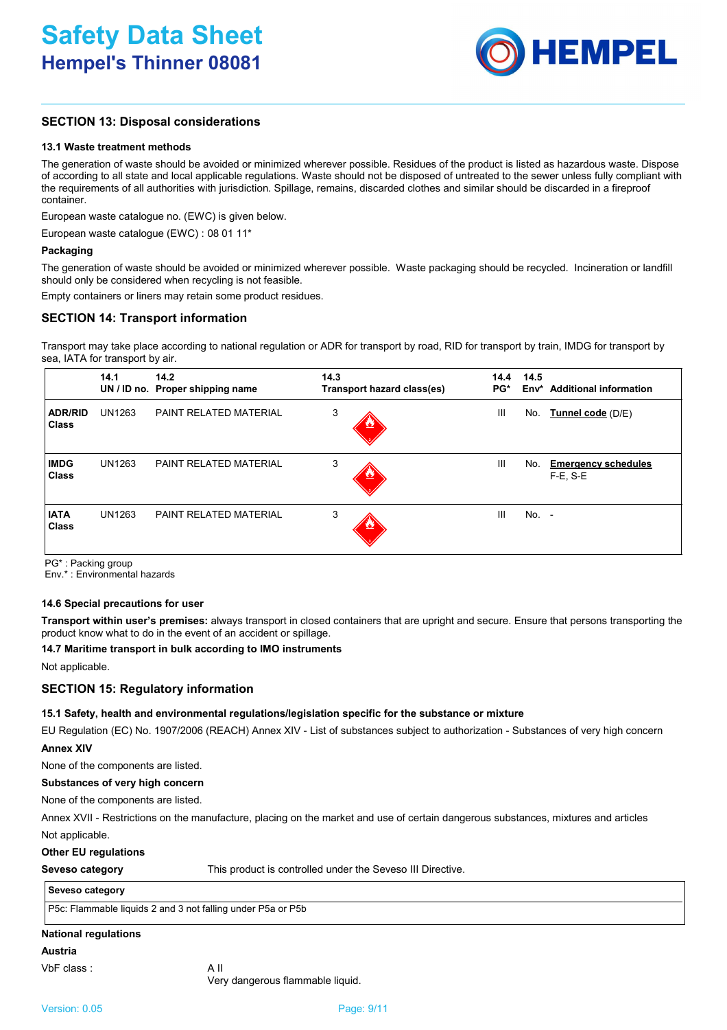## SECTION 13: Disposal considerations

### 13.1 Waste treatment methods

The generation of waste should be avoided or minimized wherever possible. Residues of the product is listed as hazardous waste. Dispose of according to all state and local applicable regulations. Waste should not be disposed of untreated to the sewer unless fully compliant with the requirements of all authorities with jurisdiction. Spillage, remains, discarded clothes and similar should be discarded in a fireproof container.

European waste catalogue no. (EWC) is given below.

European waste catalogue (EWC) : 08 01 11*

**Packaging**

The generation of waste should be avoided or minimized wherever possible. Waste packaging should be recycled. Incineration or landfill should only be considered when recycling is not feasible.

Empty containers or liners may retain some product residues.

## SECTION 14: Transport information

Transport may take place according to national regulation or ADR for transport by road, RID for transport by train, IMDG for transport by sea, IATA for transport by air.

| | 14.1 UN / ID no. | 14.2 Proper shipping name | 14.3 Transport hazard class(es) | 14.4 PG* | 14.5 Env* | Additional information |
|---|---|---|---|---|---|---|
| **ADR/RID Class** | UN1263 | PAINT RELATED MATERIAL | 3 | III | No. | **Tunnel code** (D/E) |
| **IMDG Class** | UN1263 | PAINT RELATED MATERIAL | 3 | III | No. | **Emergency schedules** F-E, S-E |
| **IATA Class** | UN1263 | PAINT RELATED MATERIAL | 3 | III | No. | - |

PG* : Packing group
Env.* : Environmental hazards

### 14.6 Special precautions for user

**Transport within user's premises:** always transport in closed containers that are upright and secure. Ensure that persons transporting the product know what to do in the event of an accident or spillage.

### 14.7 Maritime transport in bulk according to IMO instruments

Not applicable.

## SECTION 15: Regulatory information

### 15.1 Safety, health and environmental regulations/legislation specific for the substance or mixture

EU Regulation (EC) No. 1907/2006 (REACH) Annex XIV - List of substances subject to authorization - Substances of very high concern

**Annex XIV**

None of the components are listed.

**Substances of very high concern**

None of the components are listed.

Annex XVII - Restrictions on the manufacture, placing on the market and use of certain dangerous substances, mixtures and articles

Not applicable.

**Other EU regulations**

**Seveso category** This product is controlled under the Seveso III Directive.

| Seveso category |
|---|
| P5c: Flammable liquids 2 and 3 not falling under P5a or P5b |

**National regulations**

**Austria**

VbF class : A II
Very dangerous flammable liquid.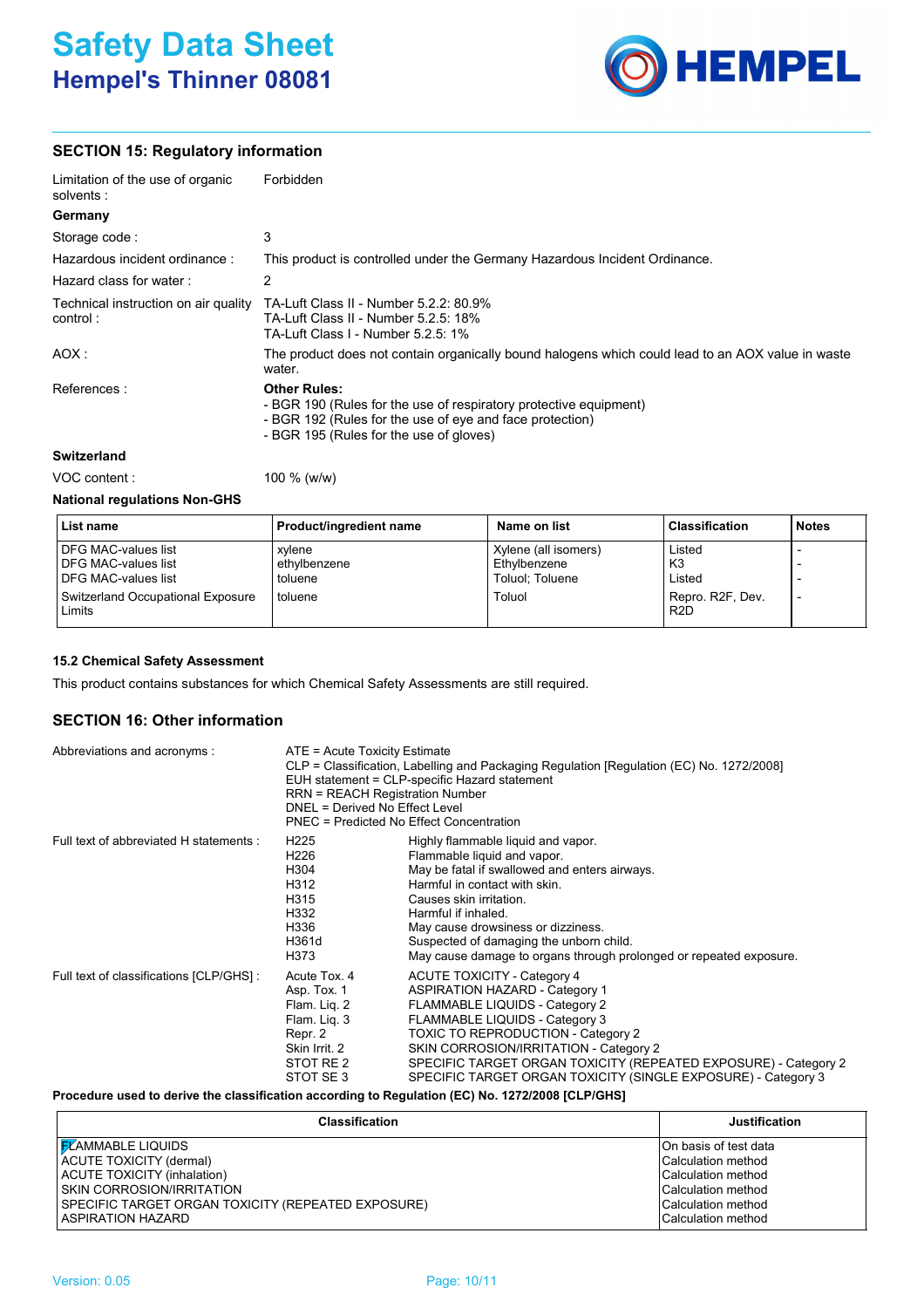## SECTION 15: Regulatory information

| | |
|---|---|
| Limitation of the use of organic solvents : | Forbidden |

**Germany**

| | |
|---|---|
| Storage code : | 3 |
| Hazardous incident ordinance : | This product is controlled under the Germany Hazardous Incident Ordinance. |
| Hazard class for water : | 2 |
| Technical instruction on air quality control : | TA-Luft Class II - Number 5.2.2: 80.9%<br>TA-Luft Class II - Number 5.2.5: 18%<br>TA-Luft Class I - Number 5.2.5: 1% |
| AOX : | The product does not contain organically bound halogens which could lead to an AOX value in waste water. |
| References : | **Other Rules:**<br>- BGR 190 (Rules for the use of respiratory protective equipment)<br>- BGR 192 (Rules for the use of eye and face protection)<br>- BGR 195 (Rules for the use of gloves) |

**Switzerland**

| | |
|---|---|
| VOC content : | 100 % (w/w) |

**National regulations Non-GHS**

| List name | Product/ingredient name | Name on list | Classification | Notes |
|---|---|---|---|---|
| DFG MAC-values list | xylene | Xylene (all isomers) | Listed | - |
| DFG MAC-values list | ethylbenzene | Ethylbenzene | K3 | - |
| DFG MAC-values list | toluene | Toluol; Toluene | Listed | - |
| Switzerland Occupational Exposure Limits | toluene | Toluol | Repro. R2F, Dev. R2D | - |

### 15.2 Chemical Safety Assessment

This product contains substances for which Chemical Safety Assessments are still required.

## SECTION 16: Other information

**Abbreviations and acronyms :**

ATE = Acute Toxicity Estimate
CLP = Classification, Labelling and Packaging Regulation [Regulation (EC) No. 1272/2008]
EUH statement = CLP-specific Hazard statement
RRN = REACH Registration Number
DNEL = Derived No Effect Level
PNEC = Predicted No Effect Concentration

**Full text of abbreviated H statements :**

| | |
|---|---|
| H225 | Highly flammable liquid and vapor. |
| H226 | Flammable liquid and vapor. |
| H304 | May be fatal if swallowed and enters airways. |
| H312 | Harmful in contact with skin. |
| H315 | Causes skin irritation. |
| H332 | Harmful if inhaled. |
| H336 | May cause drowsiness or dizziness. |
| H361d | Suspected of damaging the unborn child. |
| H373 | May cause damage to organs through prolonged or repeated exposure. |

**Full text of classifications [CLP/GHS] :**

| | |
|---|---|
| Acute Tox. 4 | ACUTE TOXICITY - Category 4 |
| Asp. Tox. 1 | ASPIRATION HAZARD - Category 1 |
| Flam. Liq. 2 | FLAMMABLE LIQUIDS - Category 2 |
| Flam. Liq. 3 | FLAMMABLE LIQUIDS - Category 3 |
| Repr. 2 | TOXIC TO REPRODUCTION - Category 2 |
| Skin Irrit. 2 | SKIN CORROSION/IRRITATION - Category 2 |
| STOT RE 2 | SPECIFIC TARGET ORGAN TOXICITY (REPEATED EXPOSURE) - Category 2 |
| STOT SE 3 | SPECIFIC TARGET ORGAN TOXICITY (SINGLE EXPOSURE) - Category 3 |

**Procedure used to derive the classification according to Regulation (EC) No. 1272/2008 [CLP/GHS]**

| Classification | Justification |
|---|---|
| FLAMMABLE LIQUIDS | On basis of test data |
| ACUTE TOXICITY (dermal) | Calculation method |
| ACUTE TOXICITY (inhalation) | Calculation method |
| SKIN CORROSION/IRRITATION | Calculation method |
| SPECIFIC TARGET ORGAN TOXICITY (REPEATED EXPOSURE) | Calculation method |
| ASPIRATION HAZARD | Calculation method |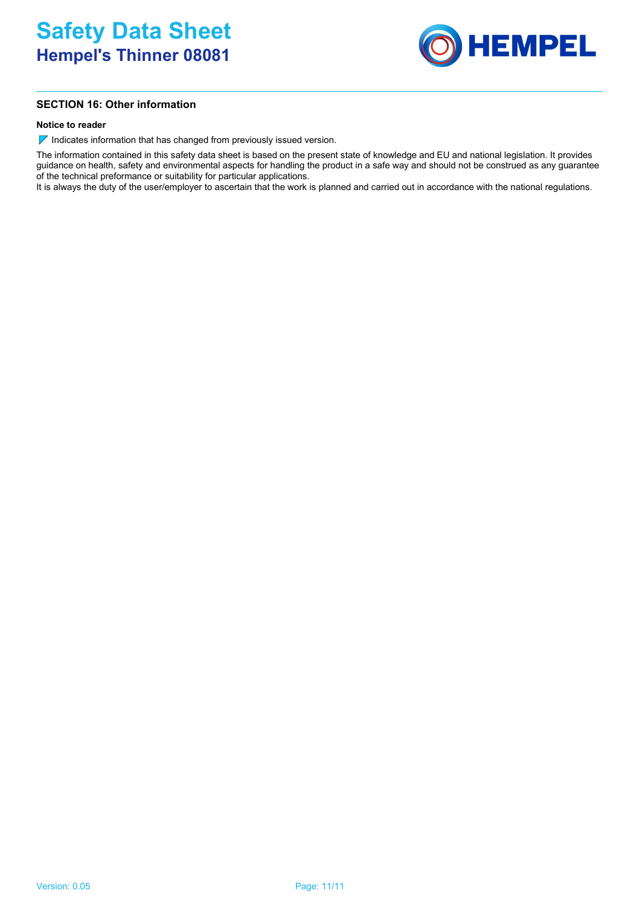## SECTION 16: Other information

**Notice to reader**

◤ Indicates information that has changed from previously issued version.

The information contained in this safety data sheet is based on the present state of knowledge and EU and national legislation. It provides guidance on health, safety and environmental aspects for handling the product in a safe way and should not be construed as any guarantee of the technical preformance or suitability for particular applications.
It is always the duty of the user/employer to ascertain that the work is planned and carried out in accordance with the national regulations.